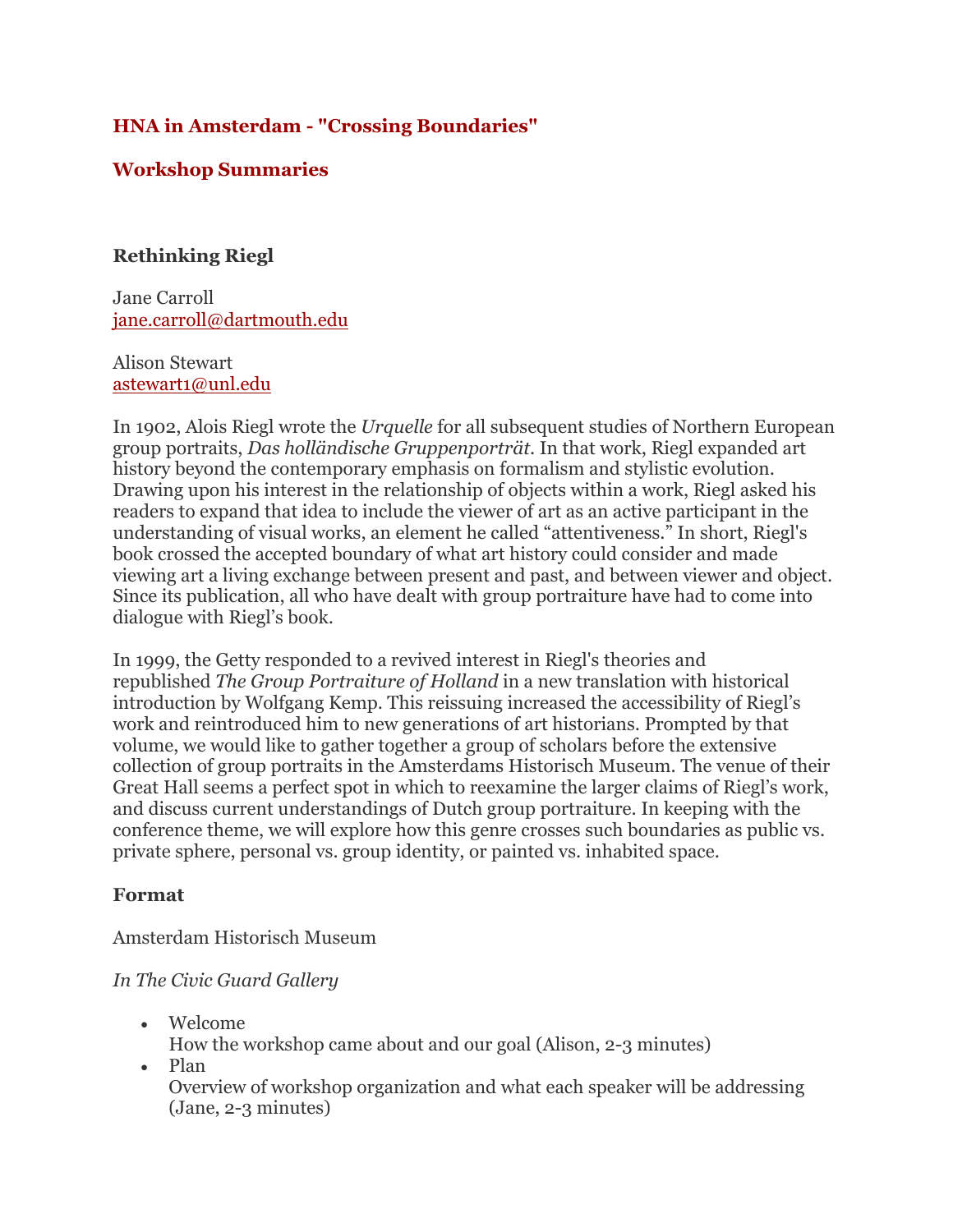# HNA in Amsterdam - "Crossing Boundaries"

## Workshop Summaries

### Rethinking Riegl

Jane Carroll
jane.carroll@dartmouth.edu

Alison Stewart
astewart1@unl.edu

In 1902, Alois Riegl wrote the *Urquelle* for all subsequent studies of Northern European group portraits, *Das holländische Gruppenporträt*. In that work, Riegl expanded art history beyond the contemporary emphasis on formalism and stylistic evolution. Drawing upon his interest in the relationship of objects within a work, Riegl asked his readers to expand that idea to include the viewer of art as an active participant in the understanding of visual works, an element he called "attentiveness." In short, Riegl's book crossed the accepted boundary of what art history could consider and made viewing art a living exchange between present and past, and between viewer and object. Since its publication, all who have dealt with group portraiture have had to come into dialogue with Riegl's book.

In 1999, the Getty responded to a revived interest in Riegl's theories and republished *The Group Portraiture of Holland* in a new translation with historical introduction by Wolfgang Kemp. This reissuing increased the accessibility of Riegl's work and reintroduced him to new generations of art historians. Prompted by that volume, we would like to gather together a group of scholars before the extensive collection of group portraits in the Amsterdams Historisch Museum. The venue of their Great Hall seems a perfect spot in which to reexamine the larger claims of Riegl's work, and discuss current understandings of Dutch group portraiture. In keeping with the conference theme, we will explore how this genre crosses such boundaries as public vs. private sphere, personal vs. group identity, or painted vs. inhabited space.

### Format

Amsterdam Historisch Museum

*In The Civic Guard Gallery*

- Welcome
  How the workshop came about and our goal (Alison, 2-3 minutes)
- Plan
  Overview of workshop organization and what each speaker will be addressing (Jane, 2-3 minutes)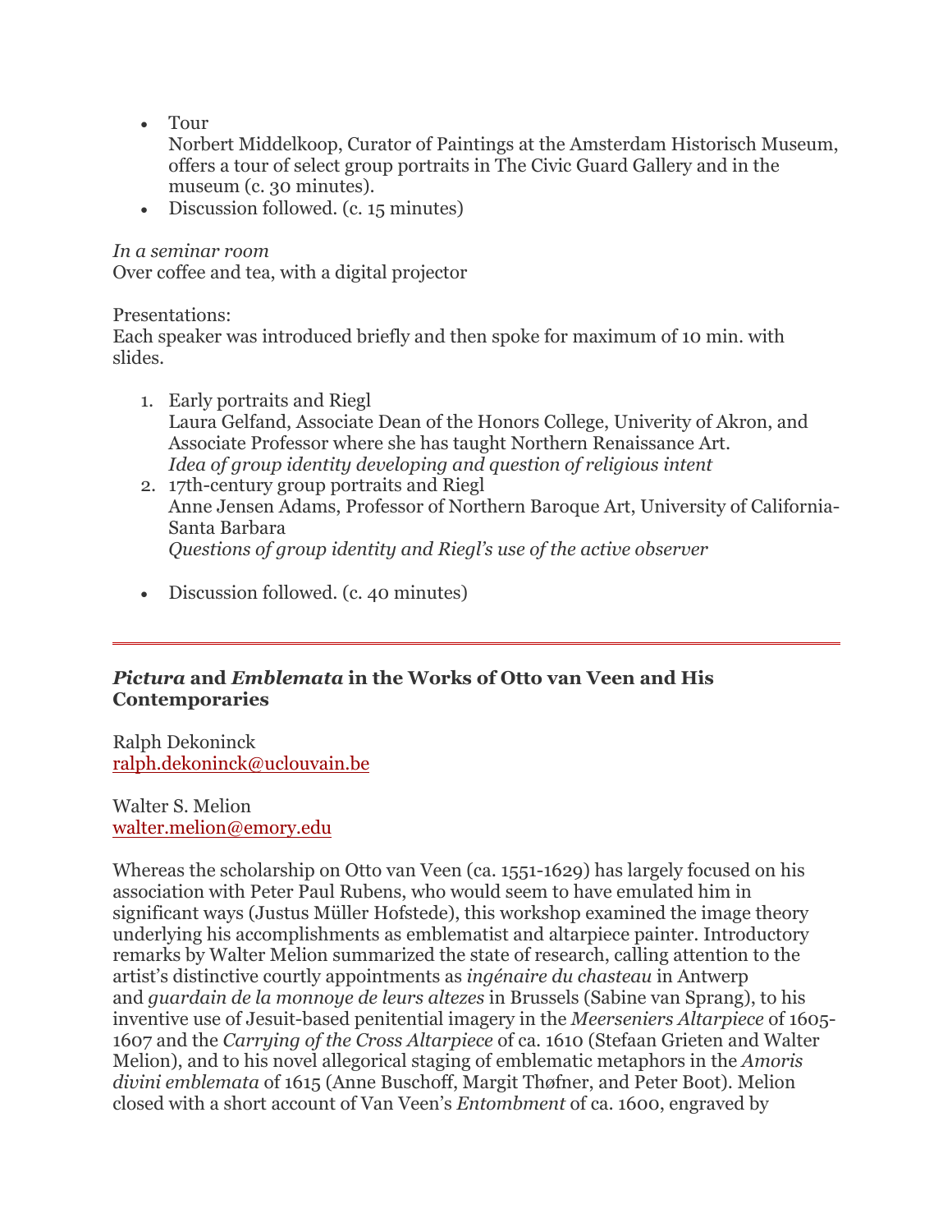- Tour
  Norbert Middelkoop, Curator of Paintings at the Amsterdam Historisch Museum, offers a tour of select group portraits in The Civic Guard Gallery and in the museum (c. 30 minutes).
- Discussion followed. (c. 15 minutes)

*In a seminar room*
Over coffee and tea, with a digital projector

Presentations:
Each speaker was introduced briefly and then spoke for maximum of 10 min. with slides.

1. Early portraits and Riegl
   Laura Gelfand, Associate Dean of the Honors College, Univerity of Akron, and Associate Professor where she has taught Northern Renaissance Art.
   *Idea of group identity developing and question of religious intent*
2. 17th-century group portraits and Riegl
   Anne Jensen Adams, Professor of Northern Baroque Art, University of California-Santa Barbara
   *Questions of group identity and Riegl's use of the active observer*

- Discussion followed. (c. 40 minutes)

---

### *Pictura* and *Emblemata* in the Works of Otto van Veen and His Contemporaries

Ralph Dekoninck
ralph.dekoninck@uclouvain.be

Walter S. Melion
walter.melion@emory.edu

Whereas the scholarship on Otto van Veen (ca. 1551-1629) has largely focused on his association with Peter Paul Rubens, who would seem to have emulated him in significant ways (Justus Müller Hofstede), this workshop examined the image theory underlying his accomplishments as emblematist and altarpiece painter. Introductory remarks by Walter Melion summarized the state of research, calling attention to the artist's distinctive courtly appointments as *ingénaire du chasteau* in Antwerp and *guardain de la monnoye de leurs altezes* in Brussels (Sabine van Sprang), to his inventive use of Jesuit-based penitential imagery in the *Meerseniers Altarpiece* of 1605-1607 and the *Carrying of the Cross Altarpiece* of ca. 1610 (Stefaan Grieten and Walter Melion), and to his novel allegorical staging of emblematic metaphors in the *Amoris divini emblemata* of 1615 (Anne Buschoff, Margit Thøfner, and Peter Boot). Melion closed with a short account of Van Veen's *Entombment* of ca. 1600, engraved by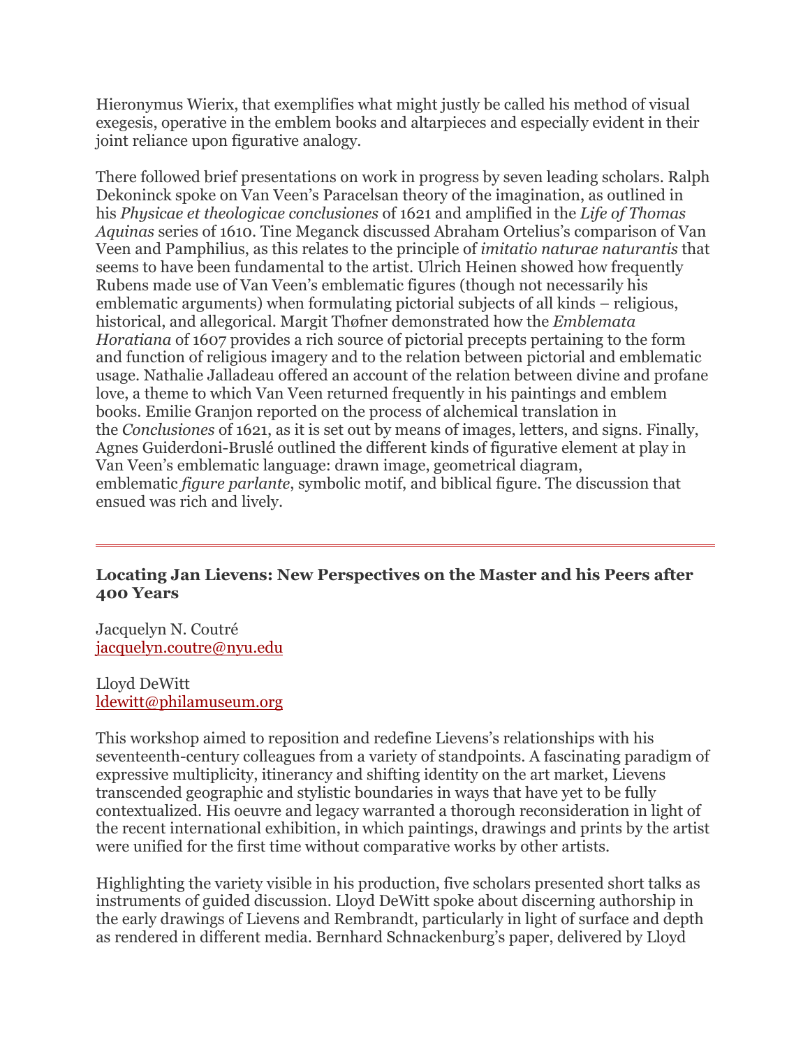Hieronymus Wierix, that exemplifies what might justly be called his method of visual exegesis, operative in the emblem books and altarpieces and especially evident in their joint reliance upon figurative analogy.

There followed brief presentations on work in progress by seven leading scholars. Ralph Dekoninck spoke on Van Veen's Paracelsan theory of the imagination, as outlined in his *Physicae et theologicae conclusiones* of 1621 and amplified in the *Life of Thomas Aquinas* series of 1610. Tine Meganck discussed Abraham Ortelius's comparison of Van Veen and Pamphilius, as this relates to the principle of *imitatio naturae naturantis* that seems to have been fundamental to the artist. Ulrich Heinen showed how frequently Rubens made use of Van Veen's emblematic figures (though not necessarily his emblematic arguments) when formulating pictorial subjects of all kinds – religious, historical, and allegorical. Margit Thøfner demonstrated how the *Emblemata Horatiana* of 1607 provides a rich source of pictorial precepts pertaining to the form and function of religious imagery and to the relation between pictorial and emblematic usage. Nathalie Jalladeau offered an account of the relation between divine and profane love, a theme to which Van Veen returned frequently in his paintings and emblem books. Emilie Granjon reported on the process of alchemical translation in the *Conclusiones* of 1621, as it is set out by means of images, letters, and signs. Finally, Agnes Guiderdoni-Bruslé outlined the different kinds of figurative element at play in Van Veen's emblematic language: drawn image, geometrical diagram, emblematic *figure parlante*, symbolic motif, and biblical figure. The discussion that ensued was rich and lively.

---

**Locating Jan Lievens: New Perspectives on the Master and his Peers after 400 Years**

Jacquelyn N. Coutré
jacquelyn.coutre@nyu.edu

Lloyd DeWitt
ldewitt@philamuseum.org

This workshop aimed to reposition and redefine Lievens's relationships with his seventeenth-century colleagues from a variety of standpoints. A fascinating paradigm of expressive multiplicity, itinerancy and shifting identity on the art market, Lievens transcended geographic and stylistic boundaries in ways that have yet to be fully contextualized. His oeuvre and legacy warranted a thorough reconsideration in light of the recent international exhibition, in which paintings, drawings and prints by the artist were unified for the first time without comparative works by other artists.

Highlighting the variety visible in his production, five scholars presented short talks as instruments of guided discussion. Lloyd DeWitt spoke about discerning authorship in the early drawings of Lievens and Rembrandt, particularly in light of surface and depth as rendered in different media. Bernhard Schnackenburg's paper, delivered by Lloyd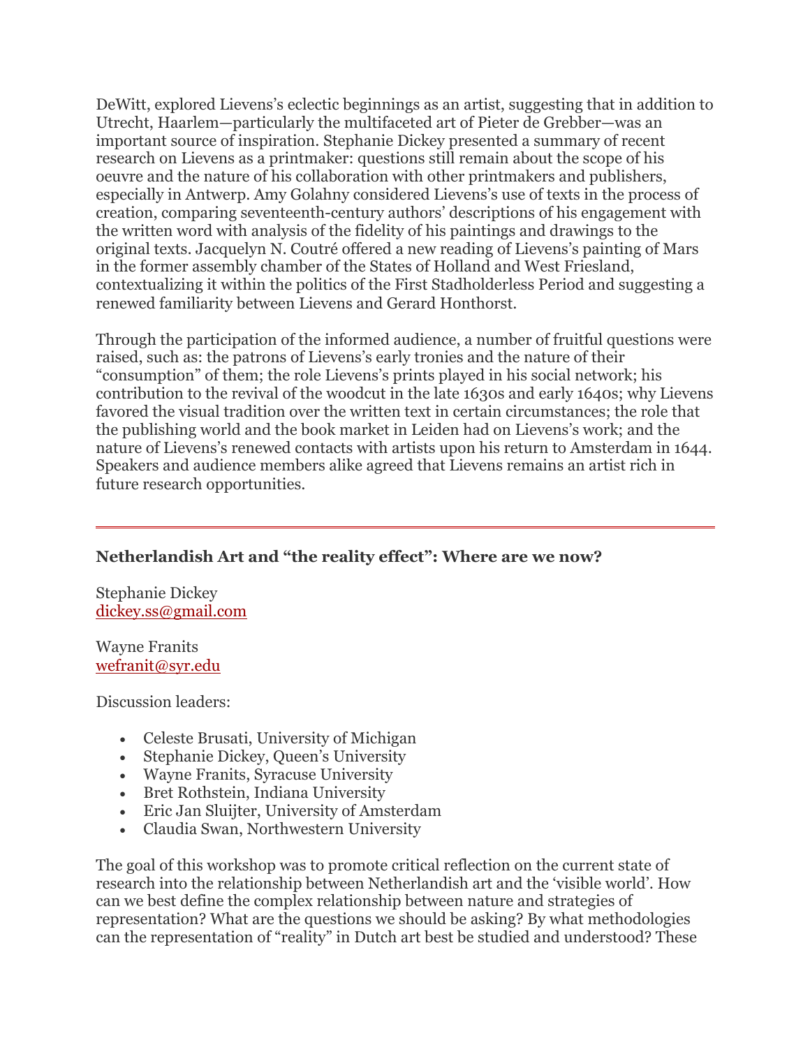DeWitt, explored Lievens's eclectic beginnings as an artist, suggesting that in addition to Utrecht, Haarlem—particularly the multifaceted art of Pieter de Grebber—was an important source of inspiration. Stephanie Dickey presented a summary of recent research on Lievens as a printmaker: questions still remain about the scope of his oeuvre and the nature of his collaboration with other printmakers and publishers, especially in Antwerp. Amy Golahny considered Lievens's use of texts in the process of creation, comparing seventeenth-century authors' descriptions of his engagement with the written word with analysis of the fidelity of his paintings and drawings to the original texts. Jacquelyn N. Coutré offered a new reading of Lievens's painting of Mars in the former assembly chamber of the States of Holland and West Friesland, contextualizing it within the politics of the First Stadholderless Period and suggesting a renewed familiarity between Lievens and Gerard Honthorst.

Through the participation of the informed audience, a number of fruitful questions were raised, such as: the patrons of Lievens's early tronies and the nature of their "consumption" of them; the role Lievens's prints played in his social network; his contribution to the revival of the woodcut in the late 1630s and early 1640s; why Lievens favored the visual tradition over the written text in certain circumstances; the role that the publishing world and the book market in Leiden had on Lievens's work; and the nature of Lievens's renewed contacts with artists upon his return to Amsterdam in 1644. Speakers and audience members alike agreed that Lievens remains an artist rich in future research opportunities.

---

### Netherlandish Art and "the reality effect": Where are we now?

Stephanie Dickey
dickey.ss@gmail.com

Wayne Franits
wefranit@syr.edu

Discussion leaders:

- Celeste Brusati, University of Michigan
- Stephanie Dickey, Queen's University
- Wayne Franits, Syracuse University
- Bret Rothstein, Indiana University
- Eric Jan Sluijter, University of Amsterdam
- Claudia Swan, Northwestern University

The goal of this workshop was to promote critical reflection on the current state of research into the relationship between Netherlandish art and the 'visible world'. How can we best define the complex relationship between nature and strategies of representation? What are the questions we should be asking? By what methodologies can the representation of "reality" in Dutch art best be studied and understood? These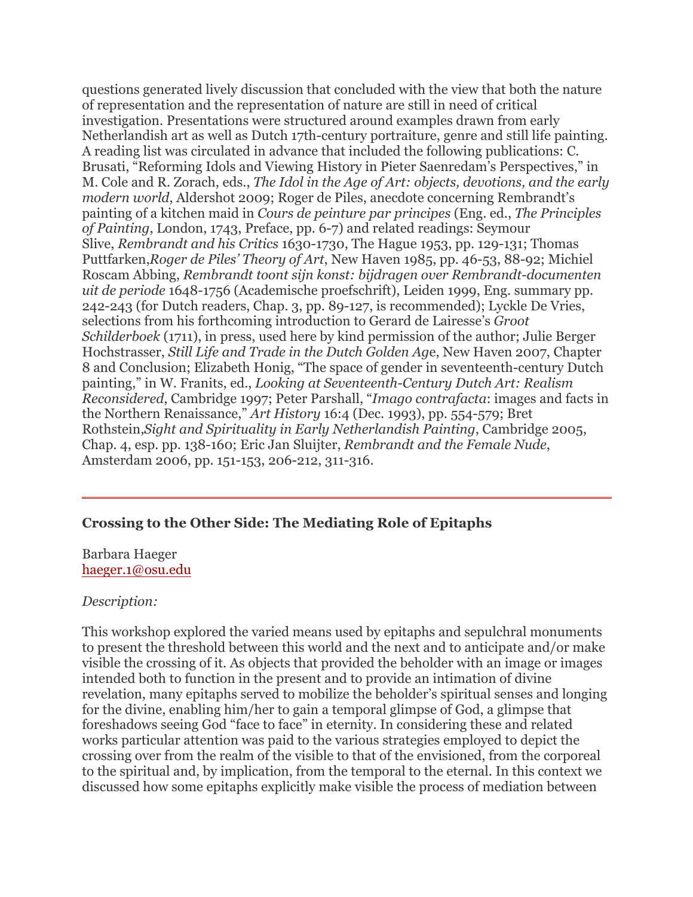questions generated lively discussion that concluded with the view that both the nature of representation and the representation of nature are still in need of critical investigation. Presentations were structured around examples drawn from early Netherlandish art as well as Dutch 17th-century portraiture, genre and still life painting. A reading list was circulated in advance that included the following publications: C. Brusati, "Reforming Idols and Viewing History in Pieter Saenredam's Perspectives," in M. Cole and R. Zorach, eds., *The Idol in the Age of Art: objects, devotions, and the early modern world*, Aldershot 2009; Roger de Piles, anecdote concerning Rembrandt's painting of a kitchen maid in *Cours de peinture par principes* (Eng. ed., *The Principles of Painting*, London, 1743, Preface, pp. 6-7) and related readings: Seymour Slive, *Rembrandt and his Critics* 1630-1730, The Hague 1953, pp. 129-131; Thomas Puttfarken,*Roger de Piles' Theory of Art*, New Haven 1985, pp. 46-53, 88-92; Michiel Roscam Abbing, *Rembrandt toont sijn konst: bijdragen over Rembrandt-documenten uit de periode* 1648-1756 (Academische proefschrift), Leiden 1999, Eng. summary pp. 242-243 (for Dutch readers, Chap. 3, pp. 89-127, is recommended); Lyckle De Vries, selections from his forthcoming introduction to Gerard de Lairesse's *Groot Schilderboek* (1711), in press, used here by kind permission of the author; Julie Berger Hochstrasser, *Still Life and Trade in the Dutch Golden Age*, New Haven 2007, Chapter 8 and Conclusion; Elizabeth Honig, "The space of gender in seventeenth-century Dutch painting," in W. Franits, ed., *Looking at Seventeenth-Century Dutch Art: Realism Reconsidered*, Cambridge 1997; Peter Parshall, "*Imago contrafacta*: images and facts in the Northern Renaissance," *Art History* 16:4 (Dec. 1993), pp. 554-579; Bret Rothstein,*Sight and Spirituality in Early Netherlandish Painting*, Cambridge 2005, Chap. 4, esp. pp. 138-160; Eric Jan Sluijter, *Rembrandt and the Female Nude*, Amsterdam 2006, pp. 151-153, 206-212, 311-316.

---

**Crossing to the Other Side: The Mediating Role of Epitaphs**

Barbara Haeger
haeger.1@osu.edu

*Description:*

This workshop explored the varied means used by epitaphs and sepulchral monuments to present the threshold between this world and the next and to anticipate and/or make visible the crossing of it. As objects that provided the beholder with an image or images intended both to function in the present and to provide an intimation of divine revelation, many epitaphs served to mobilize the beholder's spiritual senses and longing for the divine, enabling him/her to gain a temporal glimpse of God, a glimpse that foreshadows seeing God "face to face" in eternity. In considering these and related works particular attention was paid to the various strategies employed to depict the crossing over from the realm of the visible to that of the envisioned, from the corporeal to the spiritual and, by implication, from the temporal to the eternal. In this context we discussed how some epitaphs explicitly make visible the process of mediation between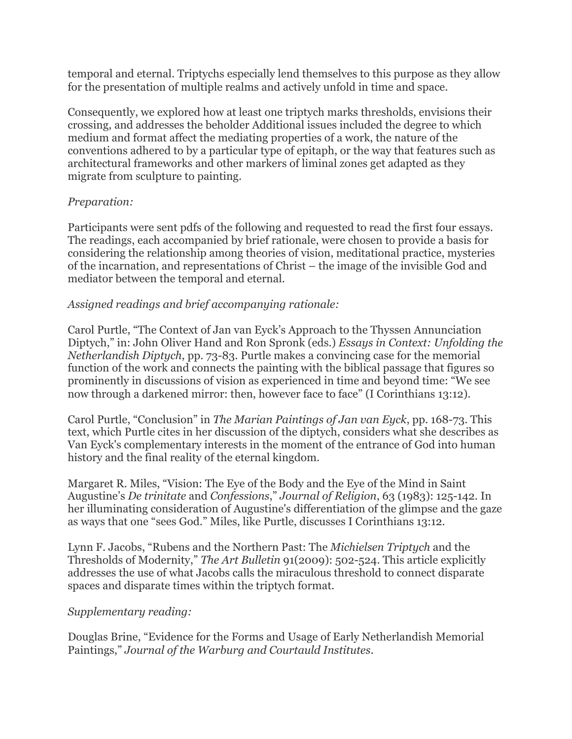temporal and eternal. Triptychs especially lend themselves to this purpose as they allow for the presentation of multiple realms and actively unfold in time and space.

Consequently, we explored how at least one triptych marks thresholds, envisions their crossing, and addresses the beholder Additional issues included the degree to which medium and format affect the mediating properties of a work, the nature of the conventions adhered to by a particular type of epitaph, or the way that features such as architectural frameworks and other markers of liminal zones get adapted as they migrate from sculpture to painting.

*Preparation:*

Participants were sent pdfs of the following and requested to read the first four essays. The readings, each accompanied by brief rationale, were chosen to provide a basis for considering the relationship among theories of vision, meditational practice, mysteries of the incarnation, and representations of Christ – the image of the invisible God and mediator between the temporal and eternal.

*Assigned readings and brief accompanying rationale:*

Carol Purtle, "The Context of Jan van Eyck's Approach to the Thyssen Annunciation Diptych," in: John Oliver Hand and Ron Spronk (eds.) *Essays in Context: Unfolding the Netherlandish Diptych*, pp. 73-83. Purtle makes a convincing case for the memorial function of the work and connects the painting with the biblical passage that figures so prominently in discussions of vision as experienced in time and beyond time: "We see now through a darkened mirror: then, however face to face" (I Corinthians 13:12).

Carol Purtle, "Conclusion" in *The Marian Paintings of Jan van Eyck*, pp. 168-73. This text, which Purtle cites in her discussion of the diptych, considers what she describes as Van Eyck's complementary interests in the moment of the entrance of God into human history and the final reality of the eternal kingdom.

Margaret R. Miles, "Vision: The Eye of the Body and the Eye of the Mind in Saint Augustine's *De trinitate* and *Confessions*," *Journal of Religion*, 63 (1983): 125-142. In her illuminating consideration of Augustine's differentiation of the glimpse and the gaze as ways that one "sees God." Miles, like Purtle, discusses I Corinthians 13:12.

Lynn F. Jacobs, "Rubens and the Northern Past: The *Michielsen Triptych* and the Thresholds of Modernity," *The Art Bulletin* 91(2009): 502-524. This article explicitly addresses the use of what Jacobs calls the miraculous threshold to connect disparate spaces and disparate times within the triptych format.

*Supplementary reading:*

Douglas Brine, "Evidence for the Forms and Usage of Early Netherlandish Memorial Paintings," *Journal of the Warburg and Courtauld Institutes*.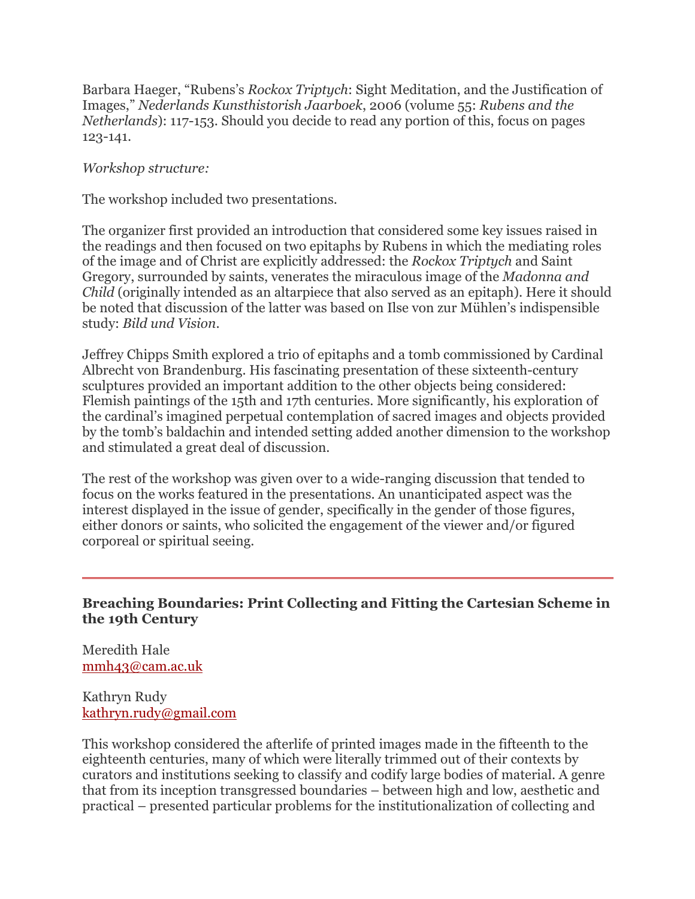Barbara Haeger, "Rubens's *Rockox Triptych*: Sight Meditation, and the Justification of Images," *Nederlands Kunsthistorish Jaarboek*, 2006 (volume 55: *Rubens and the Netherlands*): 117-153. Should you decide to read any portion of this, focus on pages 123-141.

*Workshop structure:*

The workshop included two presentations.

The organizer first provided an introduction that considered some key issues raised in the readings and then focused on two epitaphs by Rubens in which the mediating roles of the image and of Christ are explicitly addressed: the *Rockox Triptych* and Saint Gregory, surrounded by saints, venerates the miraculous image of the *Madonna and Child* (originally intended as an altarpiece that also served as an epitaph). Here it should be noted that discussion of the latter was based on Ilse von zur Mühlen's indispensible study: *Bild und Vision*.

Jeffrey Chipps Smith explored a trio of epitaphs and a tomb commissioned by Cardinal Albrecht von Brandenburg. His fascinating presentation of these sixteenth-century sculptures provided an important addition to the other objects being considered: Flemish paintings of the 15th and 17th centuries. More significantly, his exploration of the cardinal's imagined perpetual contemplation of sacred images and objects provided by the tomb's baldachin and intended setting added another dimension to the workshop and stimulated a great deal of discussion.

The rest of the workshop was given over to a wide-ranging discussion that tended to focus on the works featured in the presentations. An unanticipated aspect was the interest displayed in the issue of gender, specifically in the gender of those figures, either donors or saints, who solicited the engagement of the viewer and/or figured corporeal or spiritual seeing.

---

**Breaching Boundaries: Print Collecting and Fitting the Cartesian Scheme in the 19th Century**

Meredith Hale
mmh43@cam.ac.uk

Kathryn Rudy
kathryn.rudy@gmail.com

This workshop considered the afterlife of printed images made in the fifteenth to the eighteenth centuries, many of which were literally trimmed out of their contexts by curators and institutions seeking to classify and codify large bodies of material. A genre that from its inception transgressed boundaries – between high and low, aesthetic and practical – presented particular problems for the institutionalization of collecting and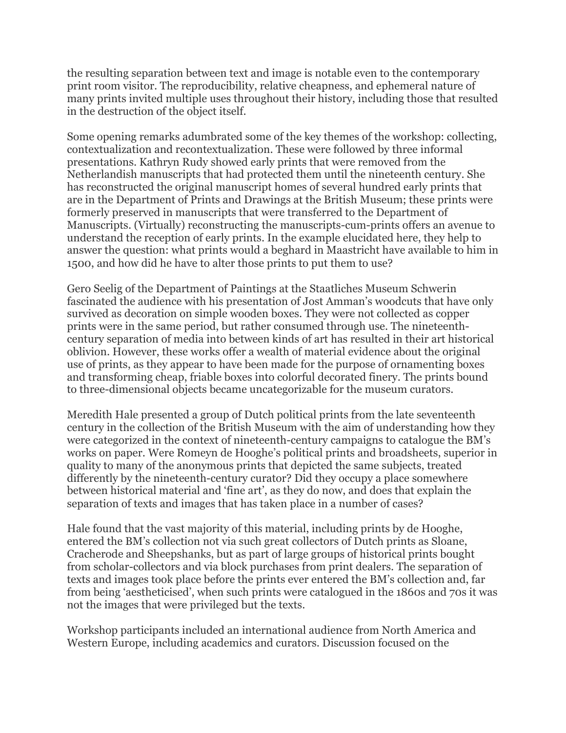the resulting separation between text and image is notable even to the contemporary print room visitor. The reproducibility, relative cheapness, and ephemeral nature of many prints invited multiple uses throughout their history, including those that resulted in the destruction of the object itself.

Some opening remarks adumbrated some of the key themes of the workshop: collecting, contextualization and recontextualization. These were followed by three informal presentations. Kathryn Rudy showed early prints that were removed from the Netherlandish manuscripts that had protected them until the nineteenth century. She has reconstructed the original manuscript homes of several hundred early prints that are in the Department of Prints and Drawings at the British Museum; these prints were formerly preserved in manuscripts that were transferred to the Department of Manuscripts. (Virtually) reconstructing the manuscripts-cum-prints offers an avenue to understand the reception of early prints. In the example elucidated here, they help to answer the question: what prints would a beghard in Maastricht have available to him in 1500, and how did he have to alter those prints to put them to use?

Gero Seelig of the Department of Paintings at the Staatliches Museum Schwerin fascinated the audience with his presentation of Jost Amman's woodcuts that have only survived as decoration on simple wooden boxes. They were not collected as copper prints were in the same period, but rather consumed through use. The nineteenth-century separation of media into between kinds of art has resulted in their art historical oblivion. However, these works offer a wealth of material evidence about the original use of prints, as they appear to have been made for the purpose of ornamenting boxes and transforming cheap, friable boxes into colorful decorated finery. The prints bound to three-dimensional objects became uncategorizable for the museum curators.

Meredith Hale presented a group of Dutch political prints from the late seventeenth century in the collection of the British Museum with the aim of understanding how they were categorized in the context of nineteenth-century campaigns to catalogue the BM's works on paper. Were Romeyn de Hooghe's political prints and broadsheets, superior in quality to many of the anonymous prints that depicted the same subjects, treated differently by the nineteenth-century curator? Did they occupy a place somewhere between historical material and 'fine art', as they do now, and does that explain the separation of texts and images that has taken place in a number of cases?

Hale found that the vast majority of this material, including prints by de Hooghe, entered the BM's collection not via such great collectors of Dutch prints as Sloane, Cracherode and Sheepshanks, but as part of large groups of historical prints bought from scholar-collectors and via block purchases from print dealers. The separation of texts and images took place before the prints ever entered the BM's collection and, far from being 'aestheticised', when such prints were catalogued in the 1860s and 70s it was not the images that were privileged but the texts.

Workshop participants included an international audience from North America and Western Europe, including academics and curators. Discussion focused on the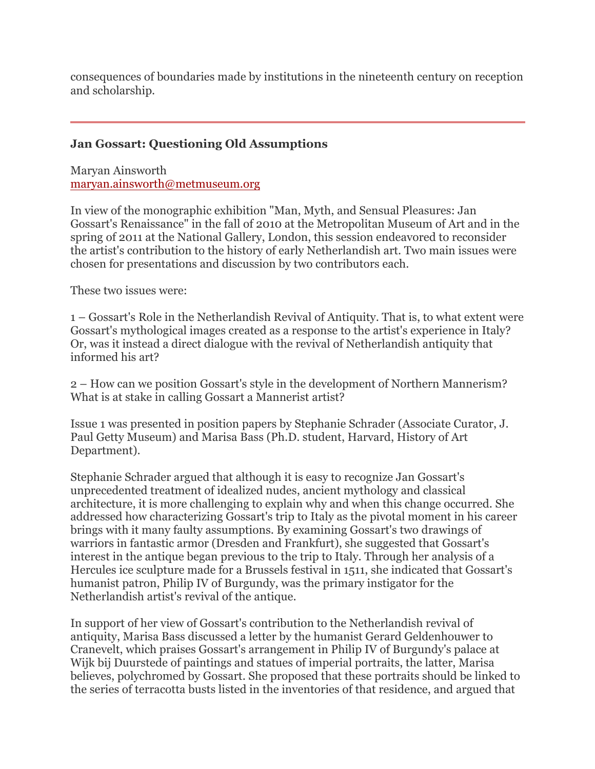consequences of boundaries made by institutions in the nineteenth century on reception and scholarship.

---

### Jan Gossart: Questioning Old Assumptions

Maryan Ainsworth
maryan.ainsworth@metmuseum.org

In view of the monographic exhibition "Man, Myth, and Sensual Pleasures: Jan Gossart's Renaissance" in the fall of 2010 at the Metropolitan Museum of Art and in the spring of 2011 at the National Gallery, London, this session endeavored to reconsider the artist's contribution to the history of early Netherlandish art. Two main issues were chosen for presentations and discussion by two contributors each.

These two issues were:

1 – Gossart's Role in the Netherlandish Revival of Antiquity. That is, to what extent were Gossart's mythological images created as a response to the artist's experience in Italy? Or, was it instead a direct dialogue with the revival of Netherlandish antiquity that informed his art?

2 – How can we position Gossart's style in the development of Northern Mannerism? What is at stake in calling Gossart a Mannerist artist?

Issue 1 was presented in position papers by Stephanie Schrader (Associate Curator, J. Paul Getty Museum) and Marisa Bass (Ph.D. student, Harvard, History of Art Department).

Stephanie Schrader argued that although it is easy to recognize Jan Gossart's unprecedented treatment of idealized nudes, ancient mythology and classical architecture, it is more challenging to explain why and when this change occurred. She addressed how characterizing Gossart's trip to Italy as the pivotal moment in his career brings with it many faulty assumptions. By examining Gossart's two drawings of warriors in fantastic armor (Dresden and Frankfurt), she suggested that Gossart's interest in the antique began previous to the trip to Italy. Through her analysis of a Hercules ice sculpture made for a Brussels festival in 1511, she indicated that Gossart's humanist patron, Philip IV of Burgundy, was the primary instigator for the Netherlandish artist's revival of the antique.

In support of her view of Gossart's contribution to the Netherlandish revival of antiquity, Marisa Bass discussed a letter by the humanist Gerard Geldenhouwer to Cranevelt, which praises Gossart's arrangement in Philip IV of Burgundy's palace at Wijk bij Duurstede of paintings and statues of imperial portraits, the latter, Marisa believes, polychromed by Gossart. She proposed that these portraits should be linked to the series of terracotta busts listed in the inventories of that residence, and argued that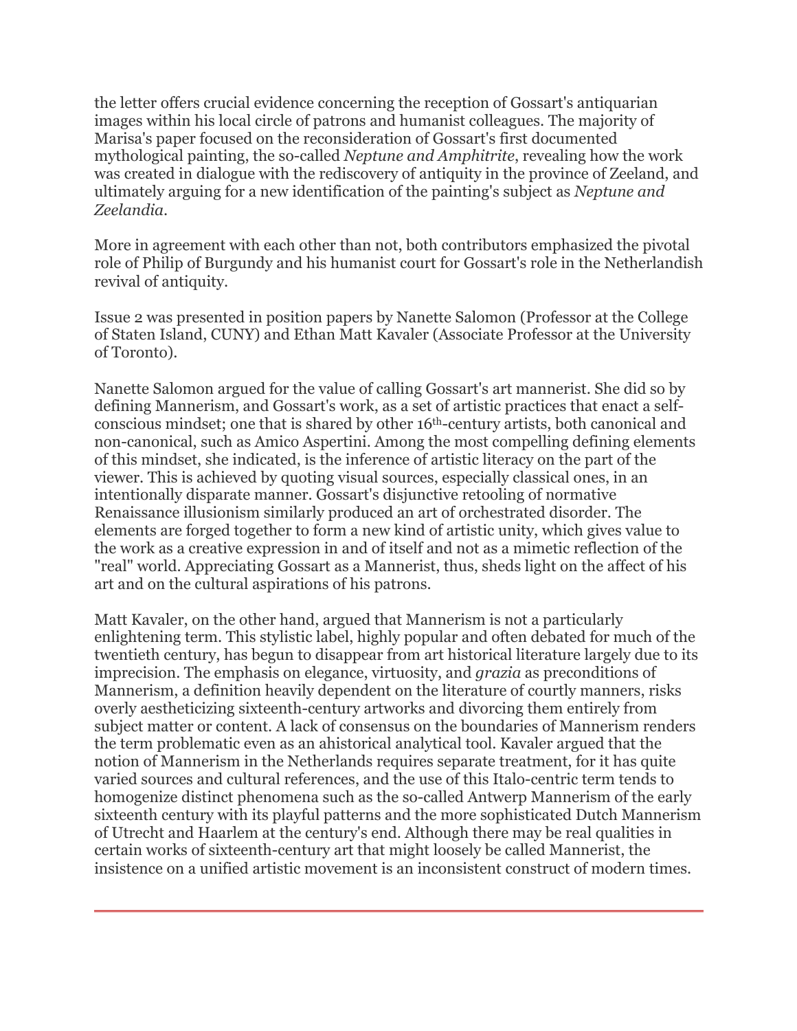the letter offers crucial evidence concerning the reception of Gossart's antiquarian images within his local circle of patrons and humanist colleagues. The majority of Marisa's paper focused on the reconsideration of Gossart's first documented mythological painting, the so-called *Neptune and Amphitrite*, revealing how the work was created in dialogue with the rediscovery of antiquity in the province of Zeeland, and ultimately arguing for a new identification of the painting's subject as *Neptune and Zeelandia*.

More in agreement with each other than not, both contributors emphasized the pivotal role of Philip of Burgundy and his humanist court for Gossart's role in the Netherlandish revival of antiquity.

Issue 2 was presented in position papers by Nanette Salomon (Professor at the College of Staten Island, CUNY) and Ethan Matt Kavaler (Associate Professor at the University of Toronto).

Nanette Salomon argued for the value of calling Gossart's art mannerist. She did so by defining Mannerism, and Gossart's work, as a set of artistic practices that enact a self-conscious mindset; one that is shared by other 16th-century artists, both canonical and non-canonical, such as Amico Aspertini. Among the most compelling defining elements of this mindset, she indicated, is the inference of artistic literacy on the part of the viewer. This is achieved by quoting visual sources, especially classical ones, in an intentionally disparate manner. Gossart's disjunctive retooling of normative Renaissance illusionism similarly produced an art of orchestrated disorder. The elements are forged together to form a new kind of artistic unity, which gives value to the work as a creative expression in and of itself and not as a mimetic reflection of the "real" world. Appreciating Gossart as a Mannerist, thus, sheds light on the affect of his art and on the cultural aspirations of his patrons.

Matt Kavaler, on the other hand, argued that Mannerism is not a particularly enlightening term. This stylistic label, highly popular and often debated for much of the twentieth century, has begun to disappear from art historical literature largely due to its imprecision. The emphasis on elegance, virtuosity, and *grazia* as preconditions of Mannerism, a definition heavily dependent on the literature of courtly manners, risks overly aestheticizing sixteenth-century artworks and divorcing them entirely from subject matter or content. A lack of consensus on the boundaries of Mannerism renders the term problematic even as an ahistorical analytical tool. Kavaler argued that the notion of Mannerism in the Netherlands requires separate treatment, for it has quite varied sources and cultural references, and the use of this Italo-centric term tends to homogenize distinct phenomena such as the so-called Antwerp Mannerism of the early sixteenth century with its playful patterns and the more sophisticated Dutch Mannerism of Utrecht and Haarlem at the century's end. Although there may be real qualities in certain works of sixteenth-century art that might loosely be called Mannerist, the insistence on a unified artistic movement is an inconsistent construct of modern times.

---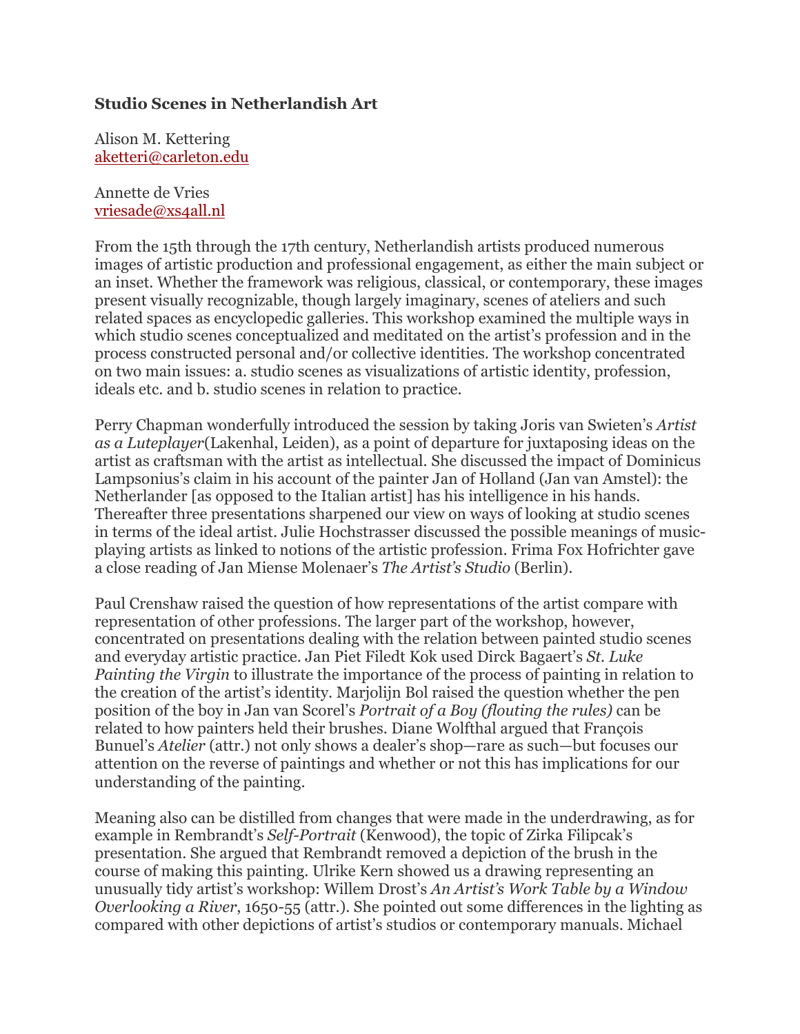**Studio Scenes in Netherlandish Art**

Alison M. Kettering
aketteri@carleton.edu

Annette de Vries
vriesade@xs4all.nl

From the 15th through the 17th century, Netherlandish artists produced numerous images of artistic production and professional engagement, as either the main subject or an inset. Whether the framework was religious, classical, or contemporary, these images present visually recognizable, though largely imaginary, scenes of ateliers and such related spaces as encyclopedic galleries. This workshop examined the multiple ways in which studio scenes conceptualized and meditated on the artist's profession and in the process constructed personal and/or collective identities. The workshop concentrated on two main issues: a. studio scenes as visualizations of artistic identity, profession, ideals etc. and b. studio scenes in relation to practice.

Perry Chapman wonderfully introduced the session by taking Joris van Swieten's *Artist as a Luteplayer*(Lakenhal, Leiden), as a point of departure for juxtaposing ideas on the artist as craftsman with the artist as intellectual. She discussed the impact of Dominicus Lampsonius's claim in his account of the painter Jan of Holland (Jan van Amstel): the Netherlander [as opposed to the Italian artist] has his intelligence in his hands. Thereafter three presentations sharpened our view on ways of looking at studio scenes in terms of the ideal artist. Julie Hochstrasser discussed the possible meanings of music-playing artists as linked to notions of the artistic profession. Frima Fox Hofrichter gave a close reading of Jan Miense Molenaer's *The Artist's Studio* (Berlin).

Paul Crenshaw raised the question of how representations of the artist compare with representation of other professions. The larger part of the workshop, however, concentrated on presentations dealing with the relation between painted studio scenes and everyday artistic practice. Jan Piet Filedt Kok used Dirck Bagaert's *St. Luke Painting the Virgin* to illustrate the importance of the process of painting in relation to the creation of the artist's identity. Marjolijn Bol raised the question whether the pen position of the boy in Jan van Scorel's *Portrait of a Boy (flouting the rules)* can be related to how painters held their brushes. Diane Wolfthal argued that François Bunuel's *Atelier* (attr.) not only shows a dealer's shop—rare as such—but focuses our attention on the reverse of paintings and whether or not this has implications for our understanding of the painting.

Meaning also can be distilled from changes that were made in the underdrawing, as for example in Rembrandt's *Self-Portrait* (Kenwood), the topic of Zirka Filipcak's presentation. She argued that Rembrandt removed a depiction of the brush in the course of making this painting. Ulrike Kern showed us a drawing representing an unusually tidy artist's workshop: Willem Drost's *An Artist's Work Table by a Window Overlooking a River*, 1650-55 (attr.). She pointed out some differences in the lighting as compared with other depictions of artist's studios or contemporary manuals. Michael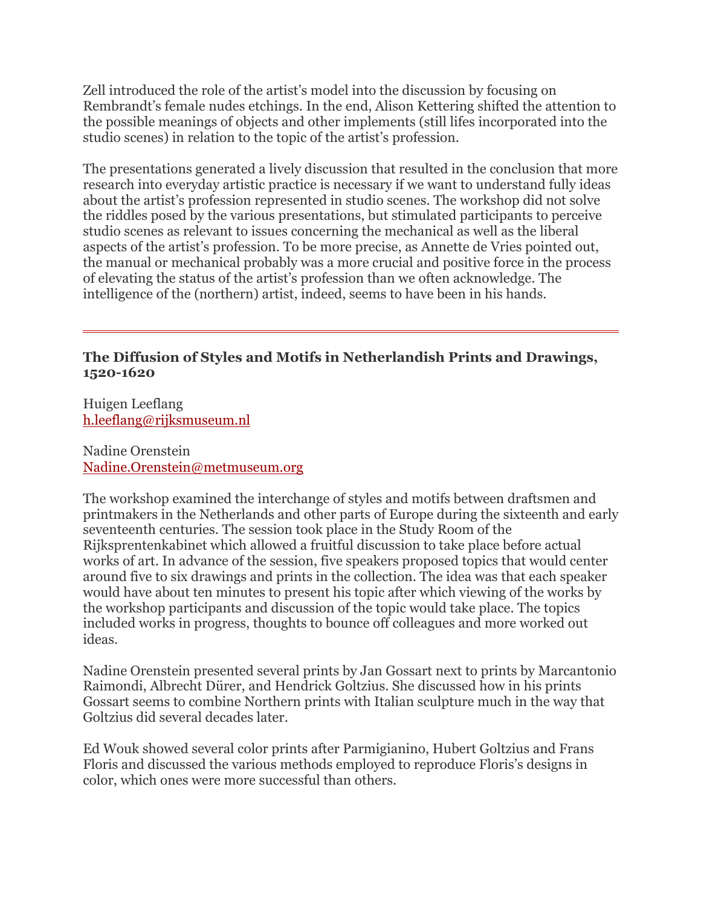Zell introduced the role of the artist's model into the discussion by focusing on Rembrandt's female nudes etchings. In the end, Alison Kettering shifted the attention to the possible meanings of objects and other implements (still lifes incorporated into the studio scenes) in relation to the topic of the artist's profession.

The presentations generated a lively discussion that resulted in the conclusion that more research into everyday artistic practice is necessary if we want to understand fully ideas about the artist's profession represented in studio scenes. The workshop did not solve the riddles posed by the various presentations, but stimulated participants to perceive studio scenes as relevant to issues concerning the mechanical as well as the liberal aspects of the artist's profession. To be more precise, as Annette de Vries pointed out, the manual or mechanical probably was a more crucial and positive force in the process of elevating the status of the artist's profession than we often acknowledge. The intelligence of the (northern) artist, indeed, seems to have been in his hands.

---

### The Diffusion of Styles and Motifs in Netherlandish Prints and Drawings, 1520-1620

Huigen Leeflang
h.leeflang@rijksmuseum.nl

Nadine Orenstein
Nadine.Orenstein@metmuseum.org

The workshop examined the interchange of styles and motifs between draftsmen and printmakers in the Netherlands and other parts of Europe during the sixteenth and early seventeenth centuries. The session took place in the Study Room of the Rijksprentenkabinet which allowed a fruitful discussion to take place before actual works of art. In advance of the session, five speakers proposed topics that would center around five to six drawings and prints in the collection. The idea was that each speaker would have about ten minutes to present his topic after which viewing of the works by the workshop participants and discussion of the topic would take place. The topics included works in progress, thoughts to bounce off colleagues and more worked out ideas.

Nadine Orenstein presented several prints by Jan Gossart next to prints by Marcantonio Raimondi, Albrecht Dürer, and Hendrick Goltzius. She discussed how in his prints Gossart seems to combine Northern prints with Italian sculpture much in the way that Goltzius did several decades later.

Ed Wouk showed several color prints after Parmigianino, Hubert Goltzius and Frans Floris and discussed the various methods employed to reproduce Floris's designs in color, which ones were more successful than others.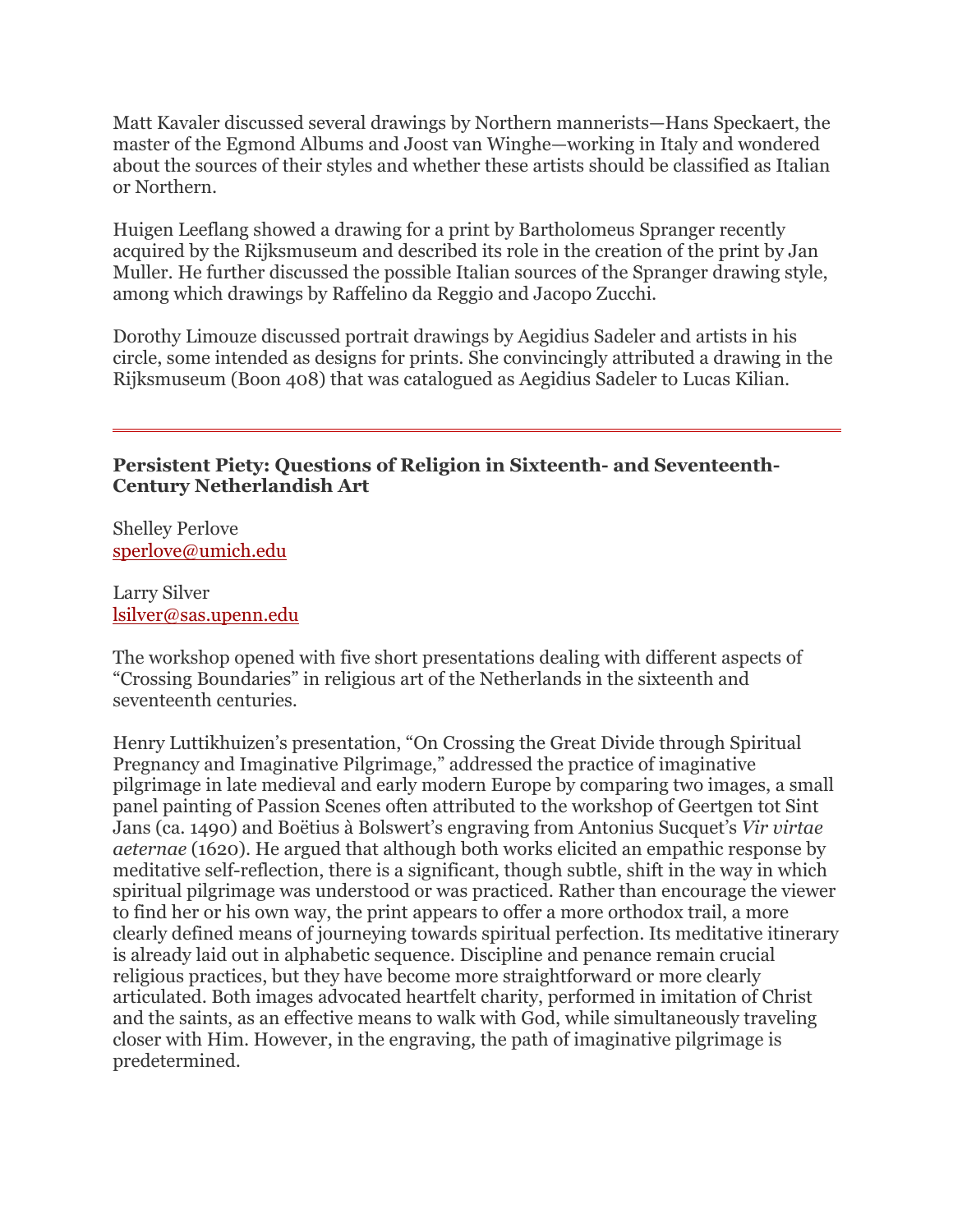Matt Kavaler discussed several drawings by Northern mannerists—Hans Speckaert, the master of the Egmond Albums and Joost van Winghe—working in Italy and wondered about the sources of their styles and whether these artists should be classified as Italian or Northern.

Huigen Leeflang showed a drawing for a print by Bartholomeus Spranger recently acquired by the Rijksmuseum and described its role in the creation of the print by Jan Muller. He further discussed the possible Italian sources of the Spranger drawing style, among which drawings by Raffelino da Reggio and Jacopo Zucchi.

Dorothy Limouze discussed portrait drawings by Aegidius Sadeler and artists in his circle, some intended as designs for prints. She convincingly attributed a drawing in the Rijksmuseum (Boon 408) that was catalogued as Aegidius Sadeler to Lucas Kilian.

---

### Persistent Piety: Questions of Religion in Sixteenth- and Seventeenth-Century Netherlandish Art

Shelley Perlove
sperlove@umich.edu

Larry Silver
lsilver@sas.upenn.edu

The workshop opened with five short presentations dealing with different aspects of "Crossing Boundaries" in religious art of the Netherlands in the sixteenth and seventeenth centuries.

Henry Luttikhuizen's presentation, "On Crossing the Great Divide through Spiritual Pregnancy and Imaginative Pilgrimage," addressed the practice of imaginative pilgrimage in late medieval and early modern Europe by comparing two images, a small panel painting of Passion Scenes often attributed to the workshop of Geertgen tot Sint Jans (ca. 1490) and Boëtius à Bolswert's engraving from Antonius Sucquet's *Vir virtae aeternae* (1620). He argued that although both works elicited an empathic response by meditative self-reflection, there is a significant, though subtle, shift in the way in which spiritual pilgrimage was understood or was practiced. Rather than encourage the viewer to find her or his own way, the print appears to offer a more orthodox trail, a more clearly defined means of journeying towards spiritual perfection. Its meditative itinerary is already laid out in alphabetic sequence. Discipline and penance remain crucial religious practices, but they have become more straightforward or more clearly articulated. Both images advocated heartfelt charity, performed in imitation of Christ and the saints, as an effective means to walk with God, while simultaneously traveling closer with Him. However, in the engraving, the path of imaginative pilgrimage is predetermined.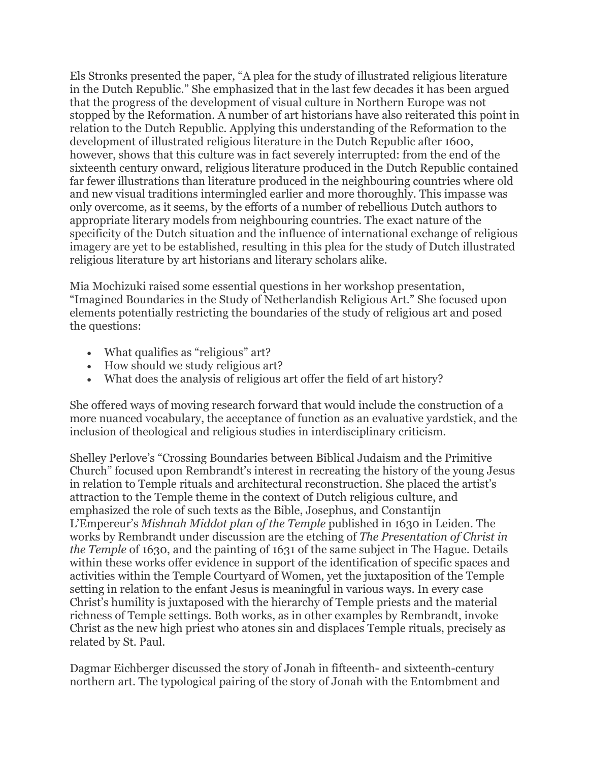Els Stronks presented the paper, “A plea for the study of illustrated religious literature in the Dutch Republic.” She emphasized that in the last few decades it has been argued that the progress of the development of visual culture in Northern Europe was not stopped by the Reformation. A number of art historians have also reiterated this point in relation to the Dutch Republic. Applying this understanding of the Reformation to the development of illustrated religious literature in the Dutch Republic after 1600, however, shows that this culture was in fact severely interrupted: from the end of the sixteenth century onward, religious literature produced in the Dutch Republic contained far fewer illustrations than literature produced in the neighbouring countries where old and new visual traditions intermingled earlier and more thoroughly. This impasse was only overcome, as it seems, by the efforts of a number of rebellious Dutch authors to appropriate literary models from neighbouring countries. The exact nature of the specificity of the Dutch situation and the influence of international exchange of religious imagery are yet to be established, resulting in this plea for the study of Dutch illustrated religious literature by art historians and literary scholars alike.

Mia Mochizuki raised some essential questions in her workshop presentation, “Imagined Boundaries in the Study of Netherlandish Religious Art.” She focused upon elements potentially restricting the boundaries of the study of religious art and posed the questions:

- What qualifies as “religious” art?
- How should we study religious art?
- What does the analysis of religious art offer the field of art history?

She offered ways of moving research forward that would include the construction of a more nuanced vocabulary, the acceptance of function as an evaluative yardstick, and the inclusion of theological and religious studies in interdisciplinary criticism.

Shelley Perlove’s “Crossing Boundaries between Biblical Judaism and the Primitive Church” focused upon Rembrandt’s interest in recreating the history of the young Jesus in relation to Temple rituals and architectural reconstruction. She placed the artist’s attraction to the Temple theme in the context of Dutch religious culture, and emphasized the role of such texts as the Bible, Josephus, and Constantijn L’Empereur’s *Mishnah Middot plan of the Temple* published in 1630 in Leiden. The works by Rembrandt under discussion are the etching of *The Presentation of Christ in the Temple* of 1630, and the painting of 1631 of the same subject in The Hague. Details within these works offer evidence in support of the identification of specific spaces and activities within the Temple Courtyard of Women, yet the juxtaposition of the Temple setting in relation to the enfant Jesus is meaningful in various ways. In every case Christ’s humility is juxtaposed with the hierarchy of Temple priests and the material richness of Temple settings. Both works, as in other examples by Rembrandt, invoke Christ as the new high priest who atones sin and displaces Temple rituals, precisely as related by St. Paul.

Dagmar Eichberger discussed the story of Jonah in fifteenth- and sixteenth-century northern art. The typological pairing of the story of Jonah with the Entombment and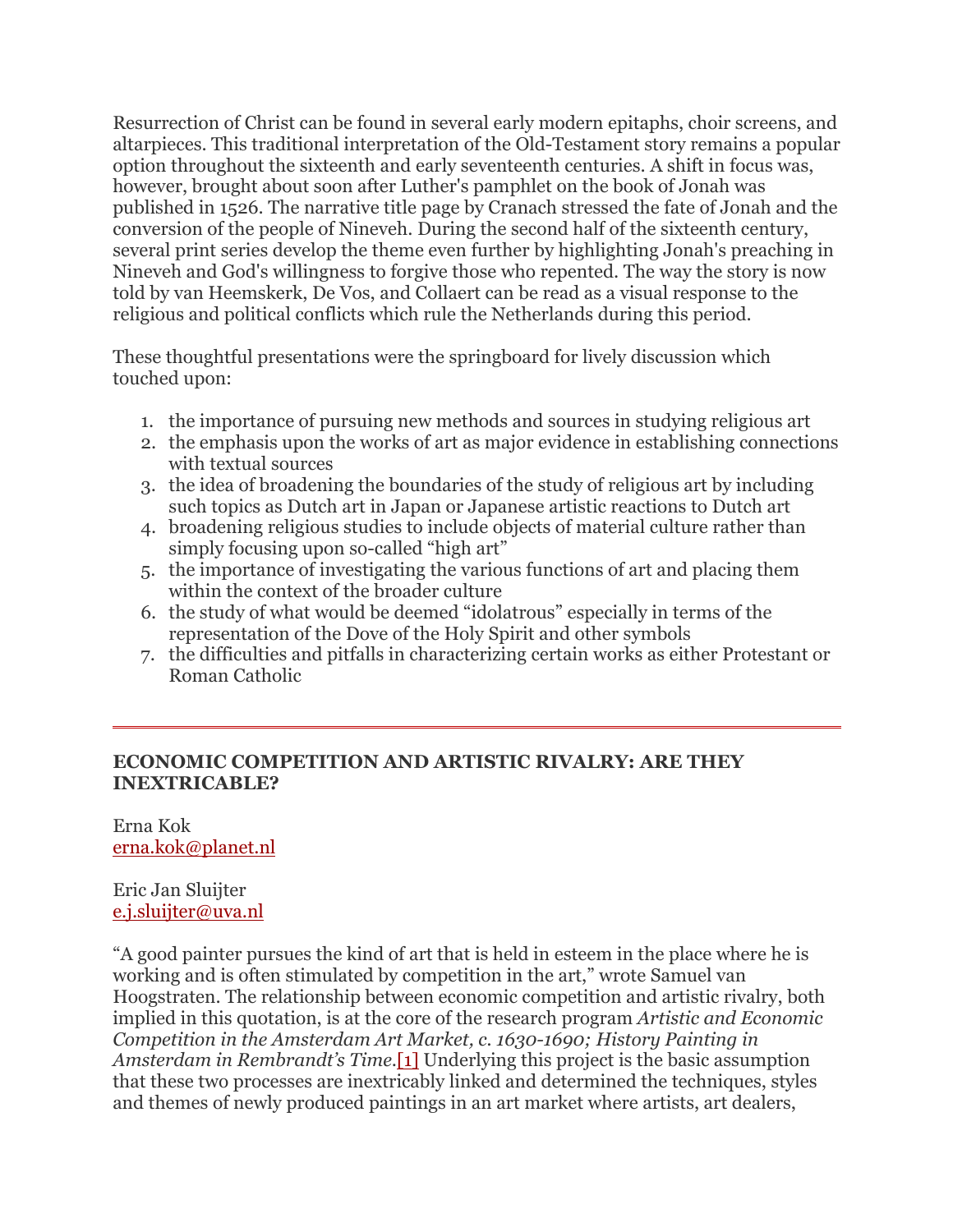Resurrection of Christ can be found in several early modern epitaphs, choir screens, and altarpieces. This traditional interpretation of the Old-Testament story remains a popular option throughout the sixteenth and early seventeenth centuries. A shift in focus was, however, brought about soon after Luther's pamphlet on the book of Jonah was published in 1526. The narrative title page by Cranach stressed the fate of Jonah and the conversion of the people of Nineveh. During the second half of the sixteenth century, several print series develop the theme even further by highlighting Jonah's preaching in Nineveh and God's willingness to forgive those who repented. The way the story is now told by van Heemskerk, De Vos, and Collaert can be read as a visual response to the religious and political conflicts which rule the Netherlands during this period.

These thoughtful presentations were the springboard for lively discussion which touched upon:

1. the importance of pursuing new methods and sources in studying religious art
2. the emphasis upon the works of art as major evidence in establishing connections with textual sources
3. the idea of broadening the boundaries of the study of religious art by including such topics as Dutch art in Japan or Japanese artistic reactions to Dutch art
4. broadening religious studies to include objects of material culture rather than simply focusing upon so-called "high art"
5. the importance of investigating the various functions of art and placing them within the context of the broader culture
6. the study of what would be deemed "idolatrous" especially in terms of the representation of the Dove of the Holy Spirit and other symbols
7. the difficulties and pitfalls in characterizing certain works as either Protestant or Roman Catholic

---

**ECONOMIC COMPETITION AND ARTISTIC RIVALRY: ARE THEY INEXTRICABLE?**

Erna Kok
erna.kok@planet.nl

Eric Jan Sluijter
e.j.sluijter@uva.nl

"A good painter pursues the kind of art that is held in esteem in the place where he is working and is often stimulated by competition in the art," wrote Samuel van Hoogstraten. The relationship between economic competition and artistic rivalry, both implied in this quotation, is at the core of the research program *Artistic and Economic Competition in the Amsterdam Art Market, c. 1630-1690; History Painting in Amsterdam in Rembrandt's Time.*[1] Underlying this project is the basic assumption that these two processes are inextricably linked and determined the techniques, styles and themes of newly produced paintings in an art market where artists, art dealers,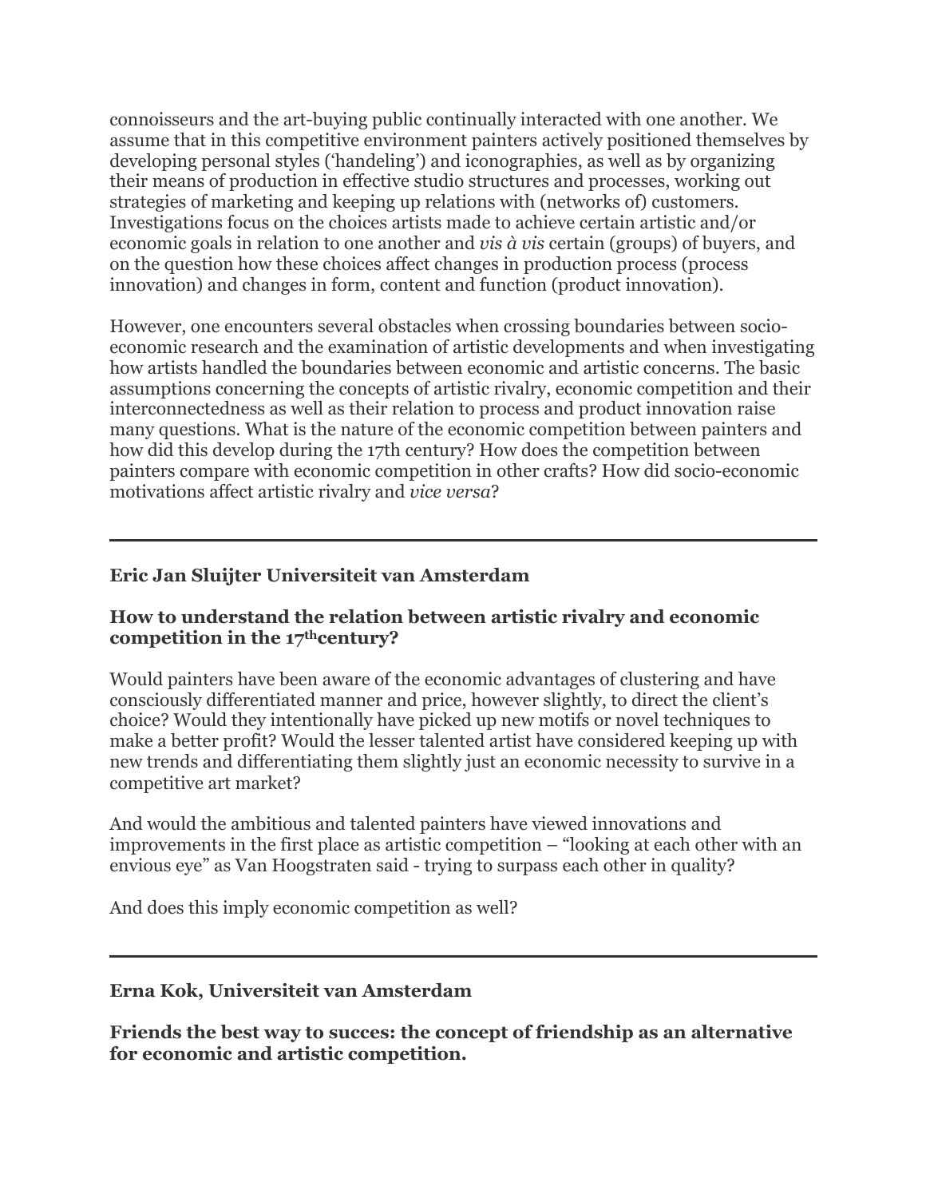connoisseurs and the art-buying public continually interacted with one another. We assume that in this competitive environment painters actively positioned themselves by developing personal styles ('handeling') and iconographies, as well as by organizing their means of production in effective studio structures and processes, working out strategies of marketing and keeping up relations with (networks of) customers. Investigations focus on the choices artists made to achieve certain artistic and/or economic goals in relation to one another and *vis à vis* certain (groups) of buyers, and on the question how these choices affect changes in production process (process innovation) and changes in form, content and function (product innovation).

However, one encounters several obstacles when crossing boundaries between socio-economic research and the examination of artistic developments and when investigating how artists handled the boundaries between economic and artistic concerns. The basic assumptions concerning the concepts of artistic rivalry, economic competition and their interconnectedness as well as their relation to process and product innovation raise many questions. What is the nature of the economic competition between painters and how did this develop during the 17th century? How does the competition between painters compare with economic competition in other crafts? How did socio-economic motivations affect artistic rivalry and *vice versa*?

---

**Eric Jan Sluijter Universiteit van Amsterdam**

**How to understand the relation between artistic rivalry and economic competition in the 17thcentury?**

Would painters have been aware of the economic advantages of clustering and have consciously differentiated manner and price, however slightly, to direct the client's choice? Would they intentionally have picked up new motifs or novel techniques to make a better profit? Would the lesser talented artist have considered keeping up with new trends and differentiating them slightly just an economic necessity to survive in a competitive art market?

And would the ambitious and talented painters have viewed innovations and improvements in the first place as artistic competition – "looking at each other with an envious eye" as Van Hoogstraten said - trying to surpass each other in quality?

And does this imply economic competition as well?

---

**Erna Kok, Universiteit van Amsterdam**

**Friends the best way to succes: the concept of friendship as an alternative for economic and artistic competition.**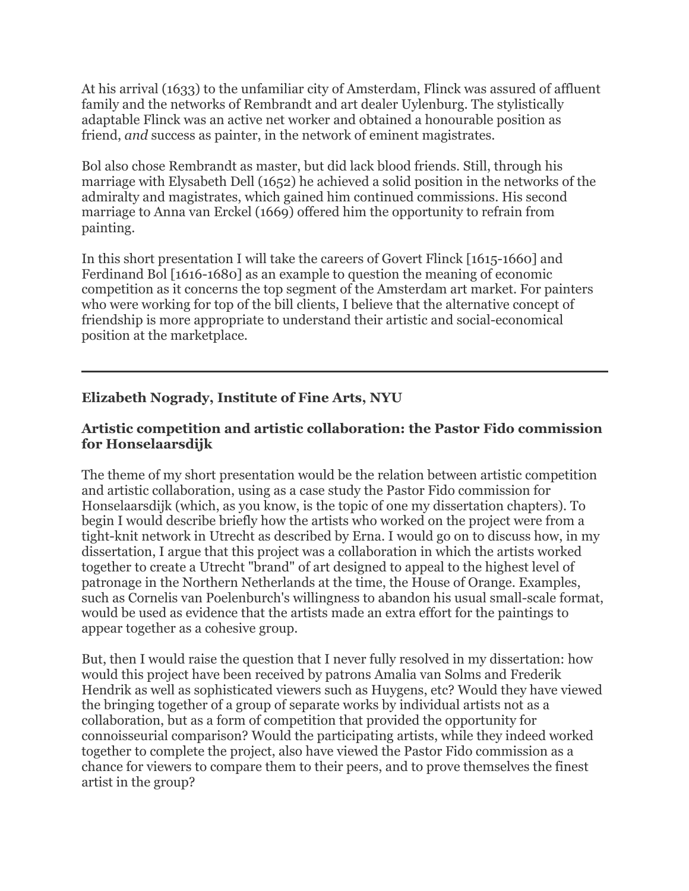At his arrival (1633) to the unfamiliar city of Amsterdam, Flinck was assured of affluent family and the networks of Rembrandt and art dealer Uylenburg. The stylistically adaptable Flinck was an active net worker and obtained a honourable position as friend, *and* success as painter, in the network of eminent magistrates.

Bol also chose Rembrandt as master, but did lack blood friends. Still, through his marriage with Elysabeth Dell (1652) he achieved a solid position in the networks of the admiralty and magistrates, which gained him continued commissions. His second marriage to Anna van Erckel (1669) offered him the opportunity to refrain from painting.

In this short presentation I will take the careers of Govert Flinck [1615-1660] and Ferdinand Bol [1616-1680] as an example to question the meaning of economic competition as it concerns the top segment of the Amsterdam art market. For painters who were working for top of the bill clients, I believe that the alternative concept of friendship is more appropriate to understand their artistic and social-economical position at the marketplace.

---

**Elizabeth Nogrady, Institute of Fine Arts, NYU**

**Artistic competition and artistic collaboration: the Pastor Fido commission for Honselaarsdijk**

The theme of my short presentation would be the relation between artistic competition and artistic collaboration, using as a case study the Pastor Fido commission for Honselaarsdijk (which, as you know, is the topic of one my dissertation chapters). To begin I would describe briefly how the artists who worked on the project were from a tight-knit network in Utrecht as described by Erna. I would go on to discuss how, in my dissertation, I argue that this project was a collaboration in which the artists worked together to create a Utrecht "brand" of art designed to appeal to the highest level of patronage in the Northern Netherlands at the time, the House of Orange. Examples, such as Cornelis van Poelenburch's willingness to abandon his usual small-scale format, would be used as evidence that the artists made an extra effort for the paintings to appear together as a cohesive group.

But, then I would raise the question that I never fully resolved in my dissertation: how would this project have been received by patrons Amalia van Solms and Frederik Hendrik as well as sophisticated viewers such as Huygens, etc? Would they have viewed the bringing together of a group of separate works by individual artists not as a collaboration, but as a form of competition that provided the opportunity for connoisseurial comparison? Would the participating artists, while they indeed worked together to complete the project, also have viewed the Pastor Fido commission as a chance for viewers to compare them to their peers, and to prove themselves the finest artist in the group?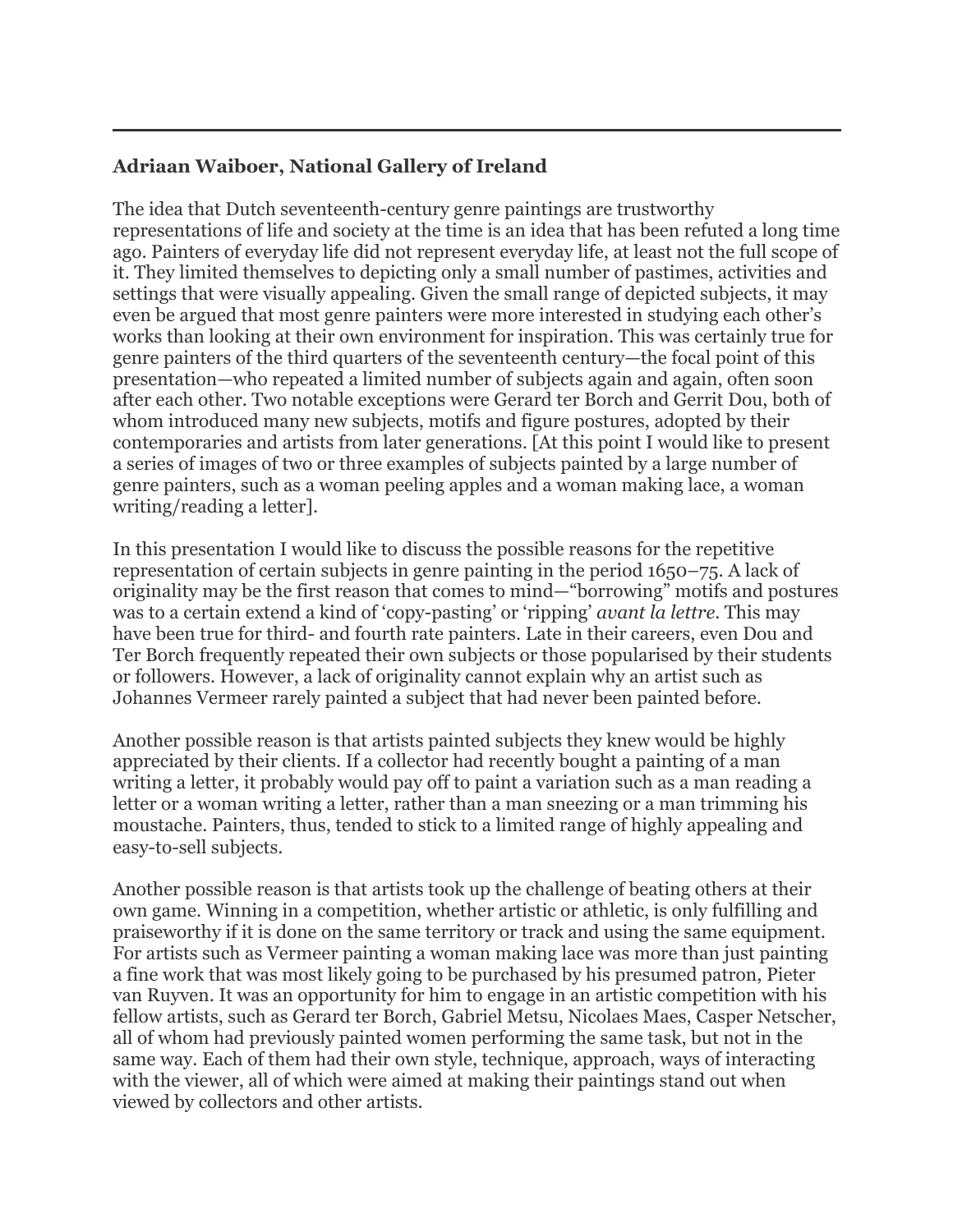---

**Adriaan Waiboer, National Gallery of Ireland**

The idea that Dutch seventeenth-century genre paintings are trustworthy representations of life and society at the time is an idea that has been refuted a long time ago. Painters of everyday life did not represent everyday life, at least not the full scope of it. They limited themselves to depicting only a small number of pastimes, activities and settings that were visually appealing. Given the small range of depicted subjects, it may even be argued that most genre painters were more interested in studying each other's works than looking at their own environment for inspiration. This was certainly true for genre painters of the third quarters of the seventeenth century—the focal point of this presentation—who repeated a limited number of subjects again and again, often soon after each other. Two notable exceptions were Gerard ter Borch and Gerrit Dou, both of whom introduced many new subjects, motifs and figure postures, adopted by their contemporaries and artists from later generations. [At this point I would like to present a series of images of two or three examples of subjects painted by a large number of genre painters, such as a woman peeling apples and a woman making lace, a woman writing/reading a letter].

In this presentation I would like to discuss the possible reasons for the repetitive representation of certain subjects in genre painting in the period 1650–75. A lack of originality may be the first reason that comes to mind—"borrowing" motifs and postures was to a certain extend a kind of 'copy-pasting' or 'ripping' *avant la lettre*. This may have been true for third- and fourth rate painters. Late in their careers, even Dou and Ter Borch frequently repeated their own subjects or those popularised by their students or followers. However, a lack of originality cannot explain why an artist such as Johannes Vermeer rarely painted a subject that had never been painted before.

Another possible reason is that artists painted subjects they knew would be highly appreciated by their clients. If a collector had recently bought a painting of a man writing a letter, it probably would pay off to paint a variation such as a man reading a letter or a woman writing a letter, rather than a man sneezing or a man trimming his moustache. Painters, thus, tended to stick to a limited range of highly appealing and easy-to-sell subjects.

Another possible reason is that artists took up the challenge of beating others at their own game. Winning in a competition, whether artistic or athletic, is only fulfilling and praiseworthy if it is done on the same territory or track and using the same equipment. For artists such as Vermeer painting a woman making lace was more than just painting a fine work that was most likely going to be purchased by his presumed patron, Pieter van Ruyven. It was an opportunity for him to engage in an artistic competition with his fellow artists, such as Gerard ter Borch, Gabriel Metsu, Nicolaes Maes, Casper Netscher, all of whom had previously painted women performing the same task, but not in the same way. Each of them had their own style, technique, approach, ways of interacting with the viewer, all of which were aimed at making their paintings stand out when viewed by collectors and other artists.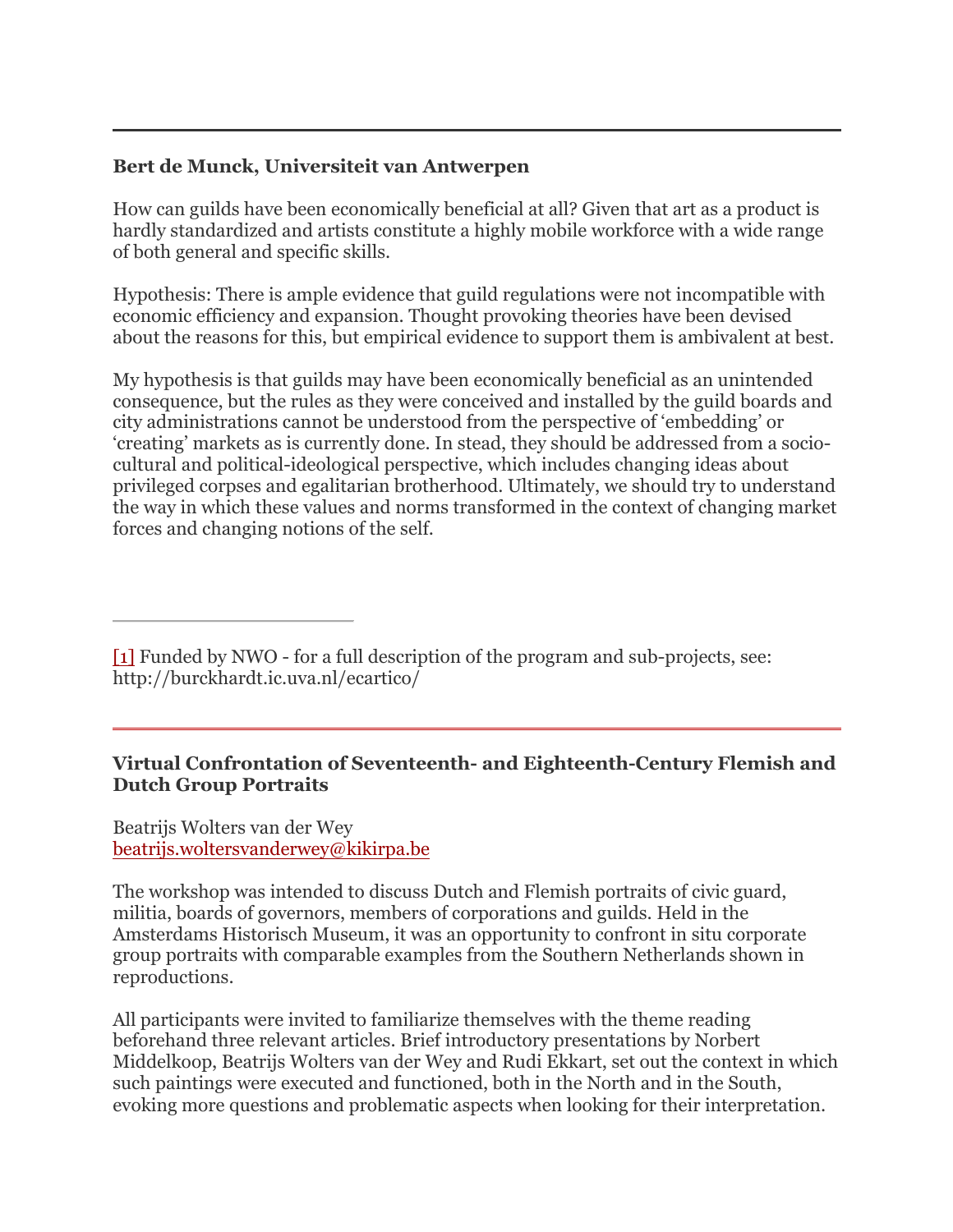---

**Bert de Munck, Universiteit van Antwerpen**

How can guilds have been economically beneficial at all? Given that art as a product is hardly standardized and artists constitute a highly mobile workforce with a wide range of both general and specific skills.

Hypothesis: There is ample evidence that guild regulations were not incompatible with economic efficiency and expansion. Thought provoking theories have been devised about the reasons for this, but empirical evidence to support them is ambivalent at best.

My hypothesis is that guilds may have been economically beneficial as an unintended consequence, but the rules as they were conceived and installed by the guild boards and city administrations cannot be understood from the perspective of 'embedding' or 'creating' markets as is currently done. In stead, they should be addressed from a socio-cultural and political-ideological perspective, which includes changing ideas about privileged corpses and egalitarian brotherhood. Ultimately, we should try to understand the way in which these values and norms transformed in the context of changing market forces and changing notions of the self.

---

[1] Funded by NWO - for a full description of the program and sub-projects, see: http://burckhardt.ic.uva.nl/ecartico/

---

### Virtual Confrontation of Seventeenth- and Eighteenth-Century Flemish and Dutch Group Portraits

Beatrijs Wolters van der Wey
beatrijs.woltersvanderwey@kikirpa.be

The workshop was intended to discuss Dutch and Flemish portraits of civic guard, militia, boards of governors, members of corporations and guilds. Held in the Amsterdams Historisch Museum, it was an opportunity to confront in situ corporate group portraits with comparable examples from the Southern Netherlands shown in reproductions.

All participants were invited to familiarize themselves with the theme reading beforehand three relevant articles. Brief introductory presentations by Norbert Middelkoop, Beatrijs Wolters van der Wey and Rudi Ekkart, set out the context in which such paintings were executed and functioned, both in the North and in the South, evoking more questions and problematic aspects when looking for their interpretation.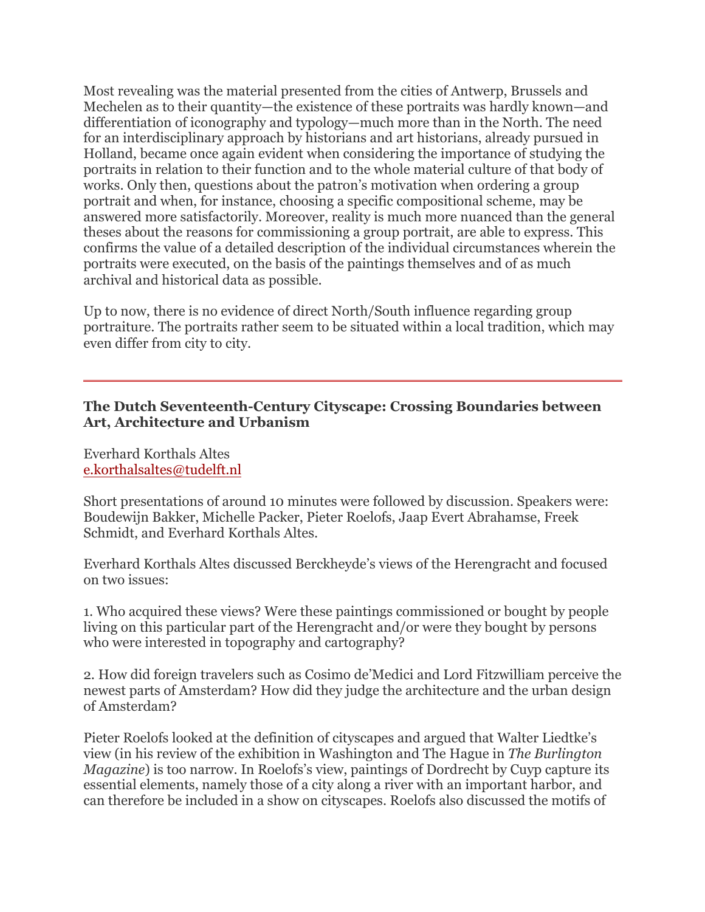Most revealing was the material presented from the cities of Antwerp, Brussels and Mechelen as to their quantity—the existence of these portraits was hardly known—and differentiation of iconography and typology—much more than in the North. The need for an interdisciplinary approach by historians and art historians, already pursued in Holland, became once again evident when considering the importance of studying the portraits in relation to their function and to the whole material culture of that body of works. Only then, questions about the patron's motivation when ordering a group portrait and when, for instance, choosing a specific compositional scheme, may be answered more satisfactorily. Moreover, reality is much more nuanced than the general theses about the reasons for commissioning a group portrait, are able to express. This confirms the value of a detailed description of the individual circumstances wherein the portraits were executed, on the basis of the paintings themselves and of as much archival and historical data as possible.

Up to now, there is no evidence of direct North/South influence regarding group portraiture. The portraits rather seem to be situated within a local tradition, which may even differ from city to city.

---

### The Dutch Seventeenth-Century Cityscape: Crossing Boundaries between Art, Architecture and Urbanism

Everhard Korthals Altes
e.korthalsaltes@tudelft.nl

Short presentations of around 10 minutes were followed by discussion. Speakers were: Boudewijn Bakker, Michelle Packer, Pieter Roelofs, Jaap Evert Abrahamse, Freek Schmidt, and Everhard Korthals Altes.

Everhard Korthals Altes discussed Berckheyde's views of the Herengracht and focused on two issues:

1. Who acquired these views? Were these paintings commissioned or bought by people living on this particular part of the Herengracht and/or were they bought by persons who were interested in topography and cartography?

2. How did foreign travelers such as Cosimo de'Medici and Lord Fitzwilliam perceive the newest parts of Amsterdam? How did they judge the architecture and the urban design of Amsterdam?

Pieter Roelofs looked at the definition of cityscapes and argued that Walter Liedtke's view (in his review of the exhibition in Washington and The Hague in *The Burlington Magazine*) is too narrow. In Roelofs's view, paintings of Dordrecht by Cuyp capture its essential elements, namely those of a city along a river with an important harbor, and can therefore be included in a show on cityscapes. Roelofs also discussed the motifs of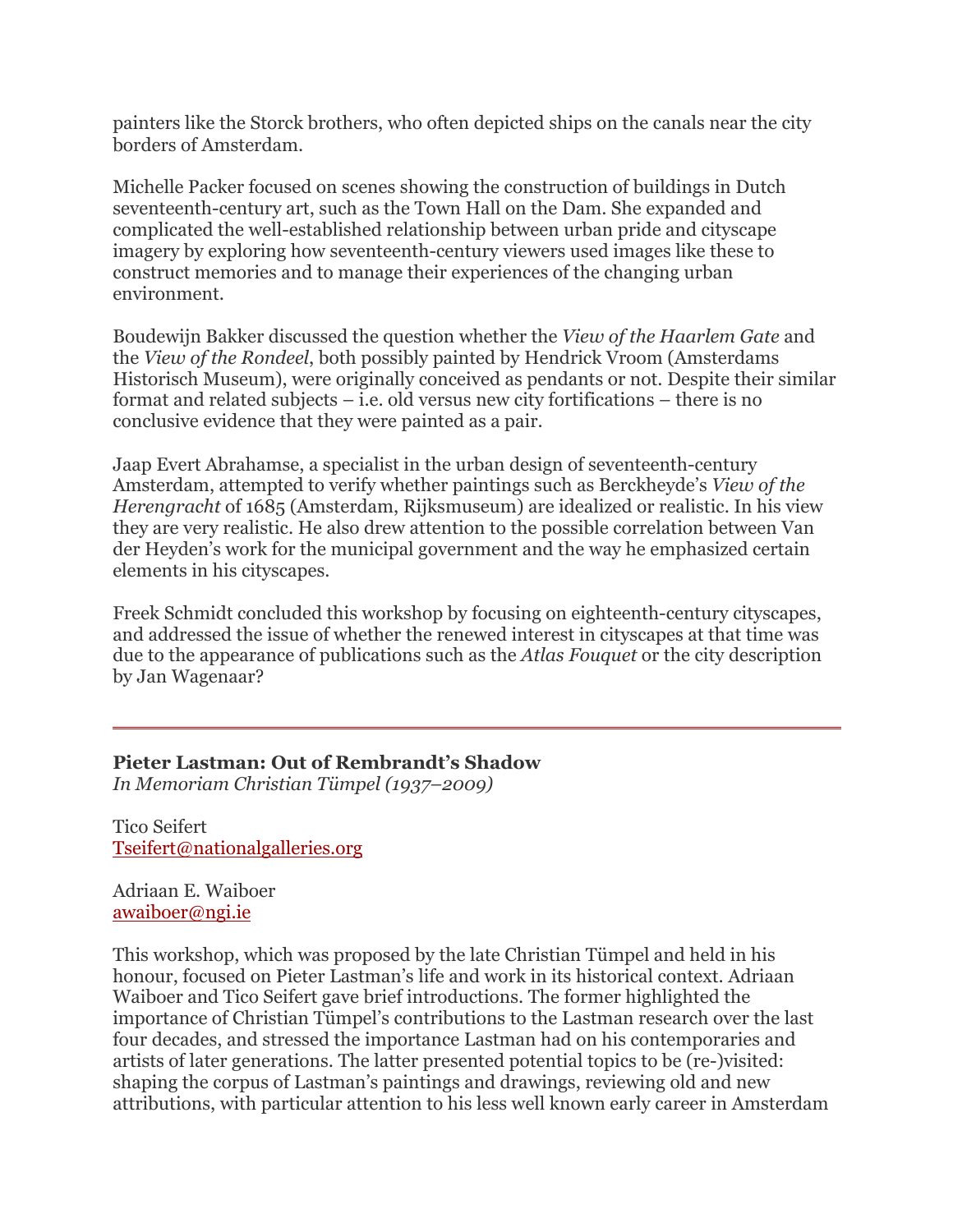painters like the Storck brothers, who often depicted ships on the canals near the city borders of Amsterdam.

Michelle Packer focused on scenes showing the construction of buildings in Dutch seventeenth-century art, such as the Town Hall on the Dam. She expanded and complicated the well-established relationship between urban pride and cityscape imagery by exploring how seventeenth-century viewers used images like these to construct memories and to manage their experiences of the changing urban environment.

Boudewijn Bakker discussed the question whether the *View of the Haarlem Gate* and the *View of the Rondeel*, both possibly painted by Hendrick Vroom (Amsterdams Historisch Museum), were originally conceived as pendants or not. Despite their similar format and related subjects – i.e. old versus new city fortifications – there is no conclusive evidence that they were painted as a pair.

Jaap Evert Abrahamse, a specialist in the urban design of seventeenth-century Amsterdam, attempted to verify whether paintings such as Berckheyde's *View of the Herengracht* of 1685 (Amsterdam, Rijksmuseum) are idealized or realistic. In his view they are very realistic. He also drew attention to the possible correlation between Van der Heyden's work for the municipal government and the way he emphasized certain elements in his cityscapes.

Freek Schmidt concluded this workshop by focusing on eighteenth-century cityscapes, and addressed the issue of whether the renewed interest in cityscapes at that time was due to the appearance of publications such as the *Atlas Fouquet* or the city description by Jan Wagenaar?

---

**Pieter Lastman: Out of Rembrandt's Shadow**
*In Memoriam Christian Tümpel (1937–2009)*

Tico Seifert
Tseifert@nationalgalleries.org

Adriaan E. Waiboer
awaiboer@ngi.ie

This workshop, which was proposed by the late Christian Tümpel and held in his honour, focused on Pieter Lastman's life and work in its historical context. Adriaan Waiboer and Tico Seifert gave brief introductions. The former highlighted the importance of Christian Tümpel's contributions to the Lastman research over the last four decades, and stressed the importance Lastman had on his contemporaries and artists of later generations. The latter presented potential topics to be (re-)visited: shaping the corpus of Lastman's paintings and drawings, reviewing old and new attributions, with particular attention to his less well known early career in Amsterdam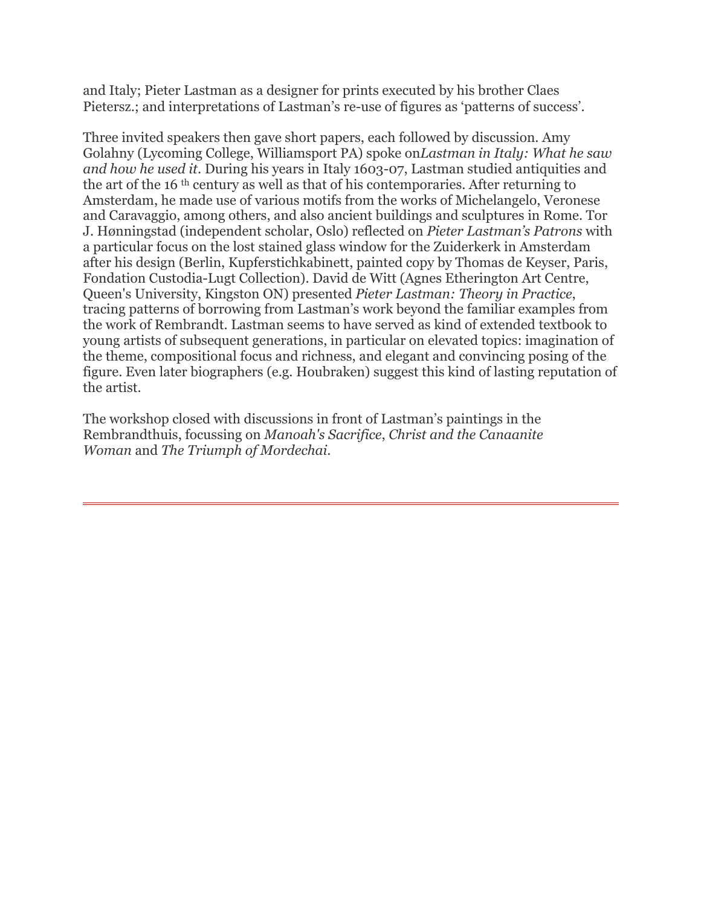and Italy; Pieter Lastman as a designer for prints executed by his brother Claes Pietersz.; and interpretations of Lastman's re-use of figures as 'patterns of success'.

Three invited speakers then gave short papers, each followed by discussion. Amy Golahny (Lycoming College, Williamsport PA) spoke on*Lastman in Italy: What he saw and how he used it*. During his years in Italy 1603-07, Lastman studied antiquities and the art of the 16 th century as well as that of his contemporaries. After returning to Amsterdam, he made use of various motifs from the works of Michelangelo, Veronese and Caravaggio, among others, and also ancient buildings and sculptures in Rome. Tor J. Hønningstad (independent scholar, Oslo) reflected on *Pieter Lastman's Patrons* with a particular focus on the lost stained glass window for the Zuiderkerk in Amsterdam after his design (Berlin, Kupferstichkabinett, painted copy by Thomas de Keyser, Paris, Fondation Custodia-Lugt Collection). David de Witt (Agnes Etherington Art Centre, Queen's University, Kingston ON) presented *Pieter Lastman: Theory in Practice*, tracing patterns of borrowing from Lastman's work beyond the familiar examples from the work of Rembrandt. Lastman seems to have served as kind of extended textbook to young artists of subsequent generations, in particular on elevated topics: imagination of the theme, compositional focus and richness, and elegant and convincing posing of the figure. Even later biographers (e.g. Houbraken) suggest this kind of lasting reputation of the artist.

The workshop closed with discussions in front of Lastman's paintings in the Rembrandthuis, focussing on *Manoah's Sacrifice*, *Christ and the Canaanite Woman* and *The Triumph of Mordechai*.